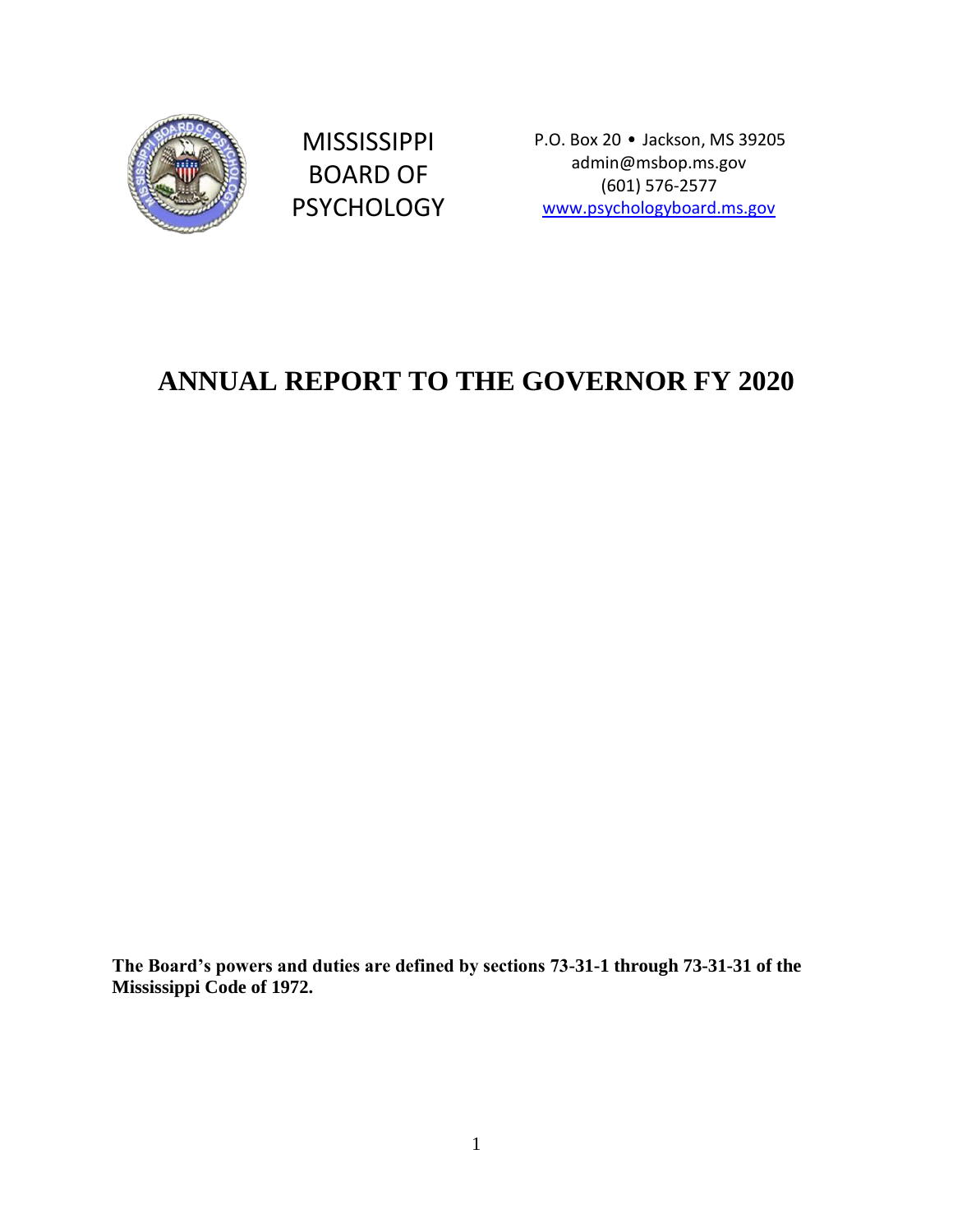MISSISSIPPI BOARD OF PSYCHOLOGY

P.O. Box 20 • Jackson, MS 39205
admin@msbop.ms.gov
(601) 576-2577
www.psychologyboard.ms.gov

# ANNUAL REPORT TO THE GOVERNOR FY 2020

**The Board's powers and duties are defined by sections 73-31-1 through 73-31-31 of the Mississippi Code of 1972.**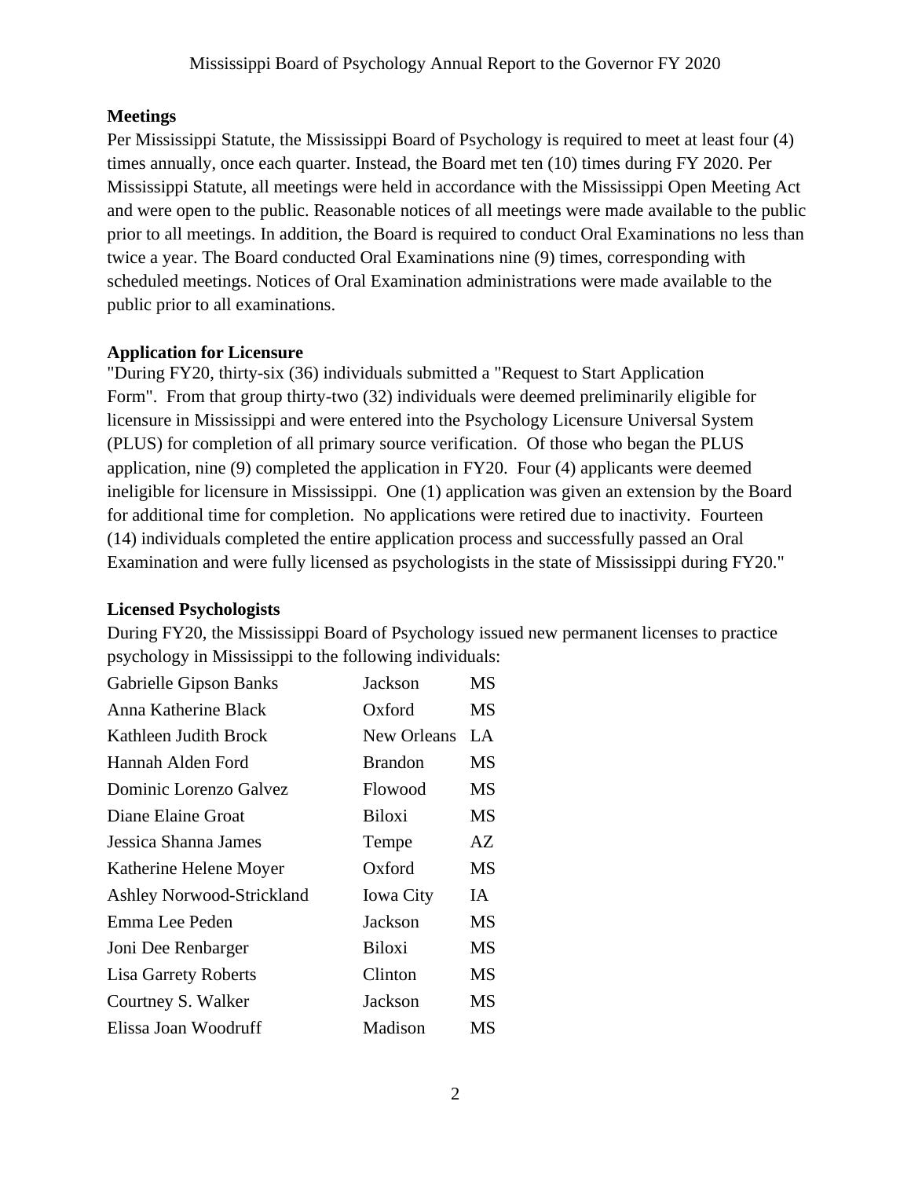**Meetings**

Per Mississippi Statute, the Mississippi Board of Psychology is required to meet at least four (4) times annually, once each quarter. Instead, the Board met ten (10) times during FY 2020. Per Mississippi Statute, all meetings were held in accordance with the Mississippi Open Meeting Act and were open to the public. Reasonable notices of all meetings were made available to the public prior to all meetings. In addition, the Board is required to conduct Oral Examinations no less than twice a year. The Board conducted Oral Examinations nine (9) times, corresponding with scheduled meetings. Notices of Oral Examination administrations were made available to the public prior to all examinations.

**Application for Licensure**

"During FY20, thirty-six (36) individuals submitted a "Request to Start Application Form". From that group thirty-two (32) individuals were deemed preliminarily eligible for licensure in Mississippi and were entered into the Psychology Licensure Universal System (PLUS) for completion of all primary source verification. Of those who began the PLUS application, nine (9) completed the application in FY20. Four (4) applicants were deemed ineligible for licensure in Mississippi. One (1) application was given an extension by the Board for additional time for completion. No applications were retired due to inactivity. Fourteen (14) individuals completed the entire application process and successfully passed an Oral Examination and were fully licensed as psychologists in the state of Mississippi during FY20."

**Licensed Psychologists**

During FY20, the Mississippi Board of Psychology issued new permanent licenses to practice psychology in Mississippi to the following individuals:

| | | |
|---|---|---|
| Gabrielle Gipson Banks | Jackson | MS |
| Anna Katherine Black | Oxford | MS |
| Kathleen Judith Brock | New Orleans | LA |
| Hannah Alden Ford | Brandon | MS |
| Dominic Lorenzo Galvez | Flowood | MS |
| Diane Elaine Groat | Biloxi | MS |
| Jessica Shanna James | Tempe | AZ |
| Katherine Helene Moyer | Oxford | MS |
| Ashley Norwood-Strickland | Iowa City | IA |
| Emma Lee Peden | Jackson | MS |
| Joni Dee Renbarger | Biloxi | MS |
| Lisa Garrety Roberts | Clinton | MS |
| Courtney S. Walker | Jackson | MS |
| Elissa Joan Woodruff | Madison | MS |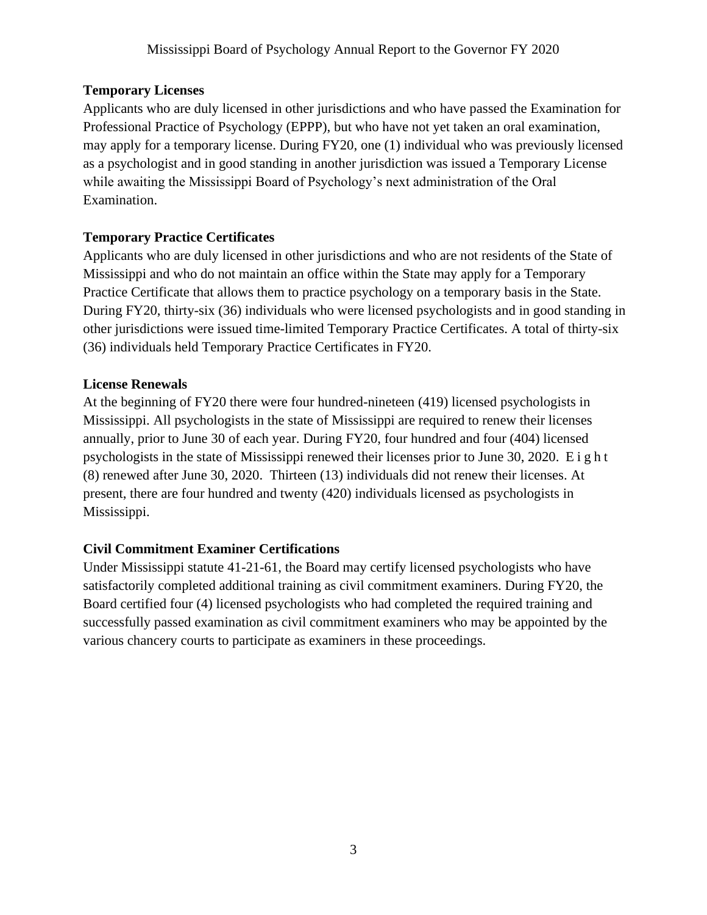## Temporary Licenses

Applicants who are duly licensed in other jurisdictions and who have passed the Examination for Professional Practice of Psychology (EPPP), but who have not yet taken an oral examination, may apply for a temporary license. During FY20, one (1) individual who was previously licensed as a psychologist and in good standing in another jurisdiction was issued a Temporary License while awaiting the Mississippi Board of Psychology's next administration of the Oral Examination.

## Temporary Practice Certificates

Applicants who are duly licensed in other jurisdictions and who are not residents of the State of Mississippi and who do not maintain an office within the State may apply for a Temporary Practice Certificate that allows them to practice psychology on a temporary basis in the State. During FY20, thirty-six (36) individuals who were licensed psychologists and in good standing in other jurisdictions were issued time-limited Temporary Practice Certificates. A total of thirty-six (36) individuals held Temporary Practice Certificates in FY20.

## License Renewals

At the beginning of FY20 there were four hundred-nineteen (419) licensed psychologists in Mississippi. All psychologists in the state of Mississippi are required to renew their licenses annually, prior to June 30 of each year. During FY20, four hundred and four (404) licensed psychologists in the state of Mississippi renewed their licenses prior to June 30, 2020. Eight (8) renewed after June 30, 2020. Thirteen (13) individuals did not renew their licenses. At present, there are four hundred and twenty (420) individuals licensed as psychologists in Mississippi.

## Civil Commitment Examiner Certifications

Under Mississippi statute 41-21-61, the Board may certify licensed psychologists who have satisfactorily completed additional training as civil commitment examiners. During FY20, the Board certified four (4) licensed psychologists who had completed the required training and successfully passed examination as civil commitment examiners who may be appointed by the various chancery courts to participate as examiners in these proceedings.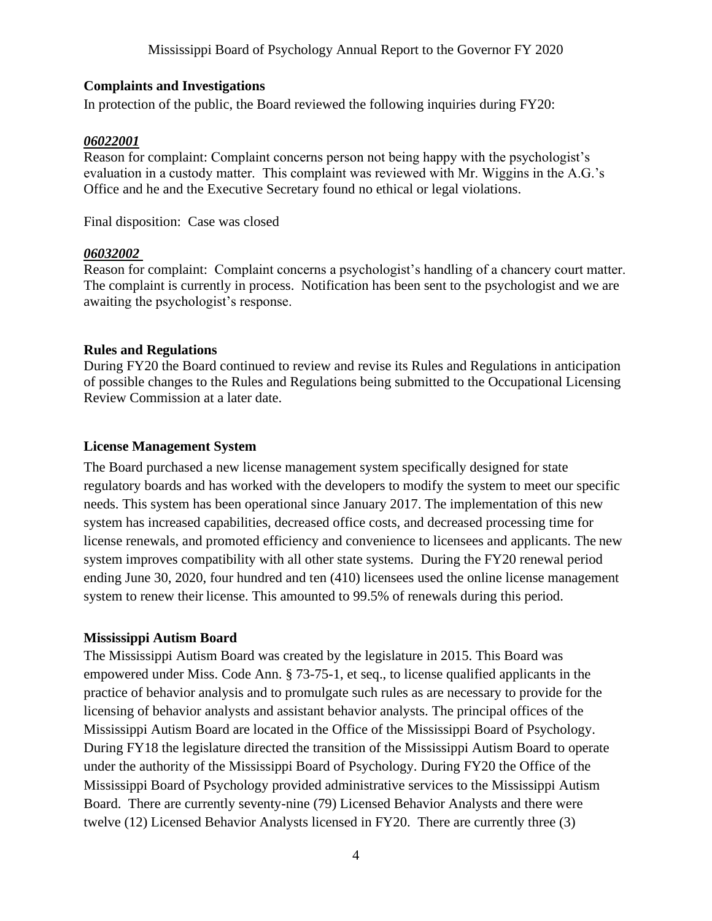## Complaints and Investigations

In protection of the public, the Board reviewed the following inquiries during FY20:

***06022001***

Reason for complaint: Complaint concerns person not being happy with the psychologist's evaluation in a custody matter. This complaint was reviewed with Mr. Wiggins in the A.G.'s Office and he and the Executive Secretary found no ethical or legal violations.

Final disposition: Case was closed

***06032002***

Reason for complaint: Complaint concerns a psychologist's handling of a chancery court matter. The complaint is currently in process. Notification has been sent to the psychologist and we are awaiting the psychologist's response.

## Rules and Regulations

During FY20 the Board continued to review and revise its Rules and Regulations in anticipation of possible changes to the Rules and Regulations being submitted to the Occupational Licensing Review Commission at a later date.

## License Management System

The Board purchased a new license management system specifically designed for state regulatory boards and has worked with the developers to modify the system to meet our specific needs. This system has been operational since January 2017. The implementation of this new system has increased capabilities, decreased office costs, and decreased processing time for license renewals, and promoted efficiency and convenience to licensees and applicants. The new system improves compatibility with all other state systems. During the FY20 renewal period ending June 30, 2020, four hundred and ten (410) licensees used the online license management system to renew their license. This amounted to 99.5% of renewals during this period.

## Mississippi Autism Board

The Mississippi Autism Board was created by the legislature in 2015. This Board was empowered under Miss. Code Ann. § 73-75-1, et seq., to license qualified applicants in the practice of behavior analysis and to promulgate such rules as are necessary to provide for the licensing of behavior analysts and assistant behavior analysts. The principal offices of the Mississippi Autism Board are located in the Office of the Mississippi Board of Psychology. During FY18 the legislature directed the transition of the Mississippi Autism Board to operate under the authority of the Mississippi Board of Psychology. During FY20 the Office of the Mississippi Board of Psychology provided administrative services to the Mississippi Autism Board. There are currently seventy-nine (79) Licensed Behavior Analysts and there were twelve (12) Licensed Behavior Analysts licensed in FY20. There are currently three (3)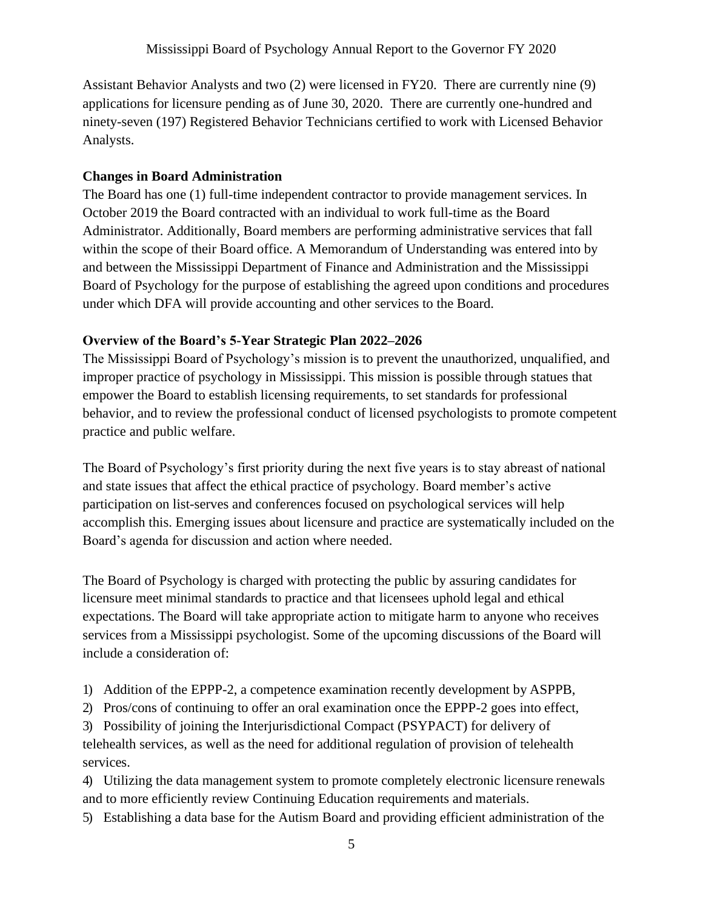Assistant Behavior Analysts and two (2) were licensed in FY20. There are currently nine (9) applications for licensure pending as of June 30, 2020. There are currently one-hundred and ninety-seven (197) Registered Behavior Technicians certified to work with Licensed Behavior Analysts.

**Changes in Board Administration**

The Board has one (1) full-time independent contractor to provide management services. In October 2019 the Board contracted with an individual to work full-time as the Board Administrator. Additionally, Board members are performing administrative services that fall within the scope of their Board office. A Memorandum of Understanding was entered into by and between the Mississippi Department of Finance and Administration and the Mississippi Board of Psychology for the purpose of establishing the agreed upon conditions and procedures under which DFA will provide accounting and other services to the Board.

**Overview of the Board's 5-Year Strategic Plan 2022–2026**

The Mississippi Board of Psychology's mission is to prevent the unauthorized, unqualified, and improper practice of psychology in Mississippi. This mission is possible through statues that empower the Board to establish licensing requirements, to set standards for professional behavior, and to review the professional conduct of licensed psychologists to promote competent practice and public welfare.

The Board of Psychology's first priority during the next five years is to stay abreast of national and state issues that affect the ethical practice of psychology. Board member's active participation on list-serves and conferences focused on psychological services will help accomplish this. Emerging issues about licensure and practice are systematically included on the Board's agenda for discussion and action where needed.

The Board of Psychology is charged with protecting the public by assuring candidates for licensure meet minimal standards to practice and that licensees uphold legal and ethical expectations. The Board will take appropriate action to mitigate harm to anyone who receives services from a Mississippi psychologist. Some of the upcoming discussions of the Board will include a consideration of:

1) Addition of the EPPP-2, a competence examination recently development by ASPPB,
2) Pros/cons of continuing to offer an oral examination once the EPPP-2 goes into effect,
3) Possibility of joining the Interjurisdictional Compact (PSYPACT) for delivery of telehealth services, as well as the need for additional regulation of provision of telehealth services.
4) Utilizing the data management system to promote completely electronic licensure renewals and to more efficiently review Continuing Education requirements and materials.
5) Establishing a data base for the Autism Board and providing efficient administration of the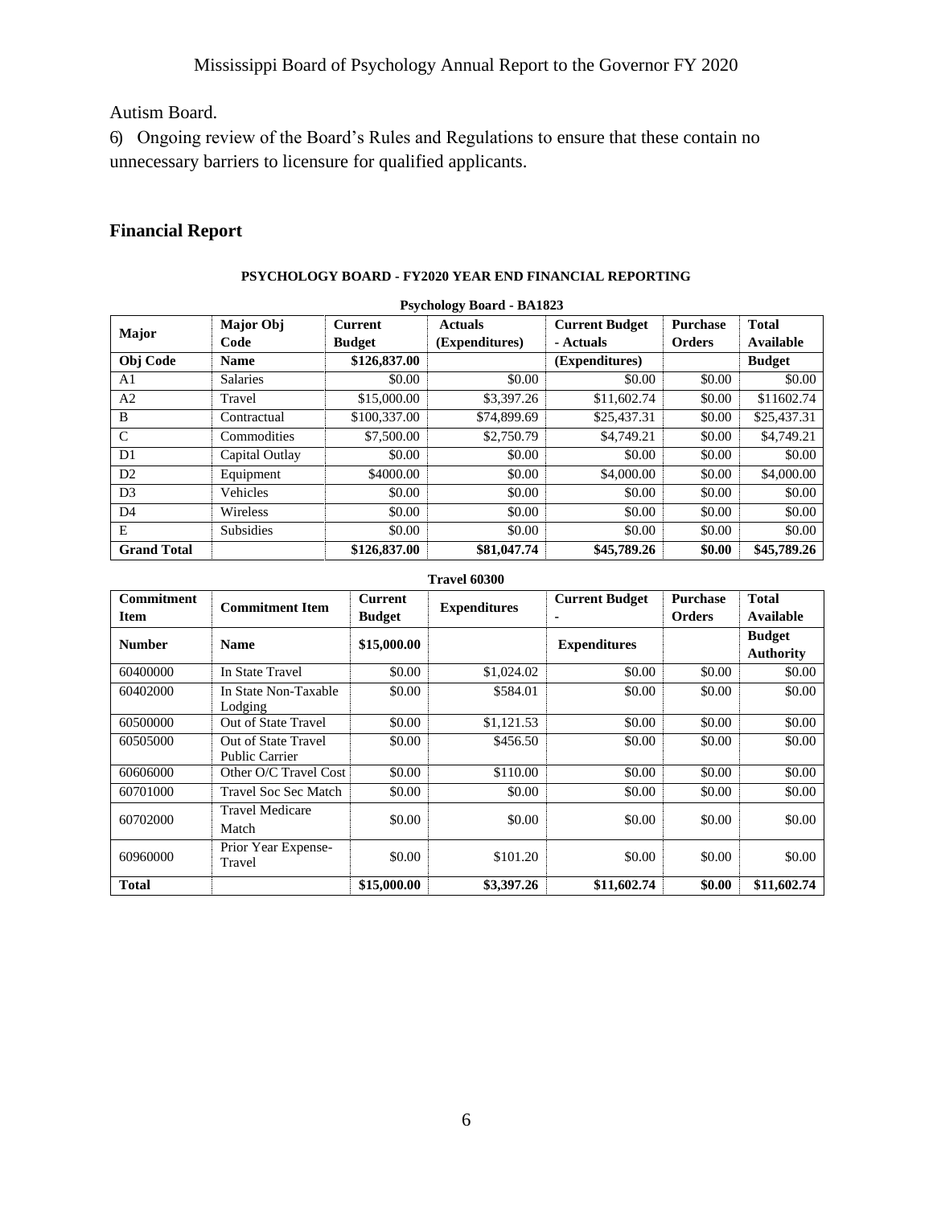Autism Board.

6) Ongoing review of the Board's Rules and Regulations to ensure that these contain no unnecessary barriers to licensure for qualified applicants.

## Financial Report

**PSYCHOLOGY BOARD - FY2020 YEAR END FINANCIAL REPORTING**

**Psychology Board - BA1823**

| Major | Major Obj Code | Current Budget | Actuals (Expenditures) | Current Budget - Actuals | Purchase Orders | Total Available |
|---|---|---|---|---|---|---|
| **Obj Code** | **Name** | **\$126,837.00** | | **(Expenditures)** | | **Budget** |
| A1 | Salaries | \$0.00 | \$0.00 | \$0.00 | \$0.00 | \$0.00 |
| A2 | Travel | \$15,000.00 | \$3,397.26 | \$11,602.74 | \$0.00 | \$11602.74 |
| B | Contractual | \$100,337.00 | \$74,899.69 | \$25,437.31 | \$0.00 | \$25,437.31 |
| C | Commodities | \$7,500.00 | \$2,750.79 | \$4,749.21 | \$0.00 | \$4,749.21 |
| D1 | Capital Outlay | \$0.00 | \$0.00 | \$0.00 | \$0.00 | \$0.00 |
| D2 | Equipment | \$4000.00 | \$0.00 | \$4,000.00 | \$0.00 | \$4,000.00 |
| D3 | Vehicles | \$0.00 | \$0.00 | \$0.00 | \$0.00 | \$0.00 |
| D4 | Wireless | \$0.00 | \$0.00 | \$0.00 | \$0.00 | \$0.00 |
| E | Subsidies | \$0.00 | \$0.00 | \$0.00 | \$0.00 | \$0.00 |
| **Grand Total** | | **\$126,837.00** | **\$81,047.74** | **\$45,789.26** | **\$0.00** | **\$45,789.26** |

**Travel 60300**

| Commitment Item | Commitment Item | Current Budget | Expenditures | Current Budget - | Purchase Orders | Total Available |
|---|---|---|---|---|---|---|
| **Number** | **Name** | **\$15,000.00** | | **Expenditures** | | **Budget Authority** |
| 60400000 | In State Travel | \$0.00 | \$1,024.02 | \$0.00 | \$0.00 | \$0.00 |
| 60402000 | In State Non-Taxable Lodging | \$0.00 | \$584.01 | \$0.00 | \$0.00 | \$0.00 |
| 60500000 | Out of State Travel | \$0.00 | \$1,121.53 | \$0.00 | \$0.00 | \$0.00 |
| 60505000 | Out of State Travel Public Carrier | \$0.00 | \$456.50 | \$0.00 | \$0.00 | \$0.00 |
| 60606000 | Other O/C Travel Cost | \$0.00 | \$110.00 | \$0.00 | \$0.00 | \$0.00 |
| 60701000 | Travel Soc Sec Match | \$0.00 | \$0.00 | \$0.00 | \$0.00 | \$0.00 |
| 60702000 | Travel Medicare Match | \$0.00 | \$0.00 | \$0.00 | \$0.00 | \$0.00 |
| 60960000 | Prior Year Expense-Travel | \$0.00 | \$101.20 | \$0.00 | \$0.00 | \$0.00 |
| **Total** | | **\$15,000.00** | **\$3,397.26** | **\$11,602.74** | **\$0.00** | **\$11,602.74** |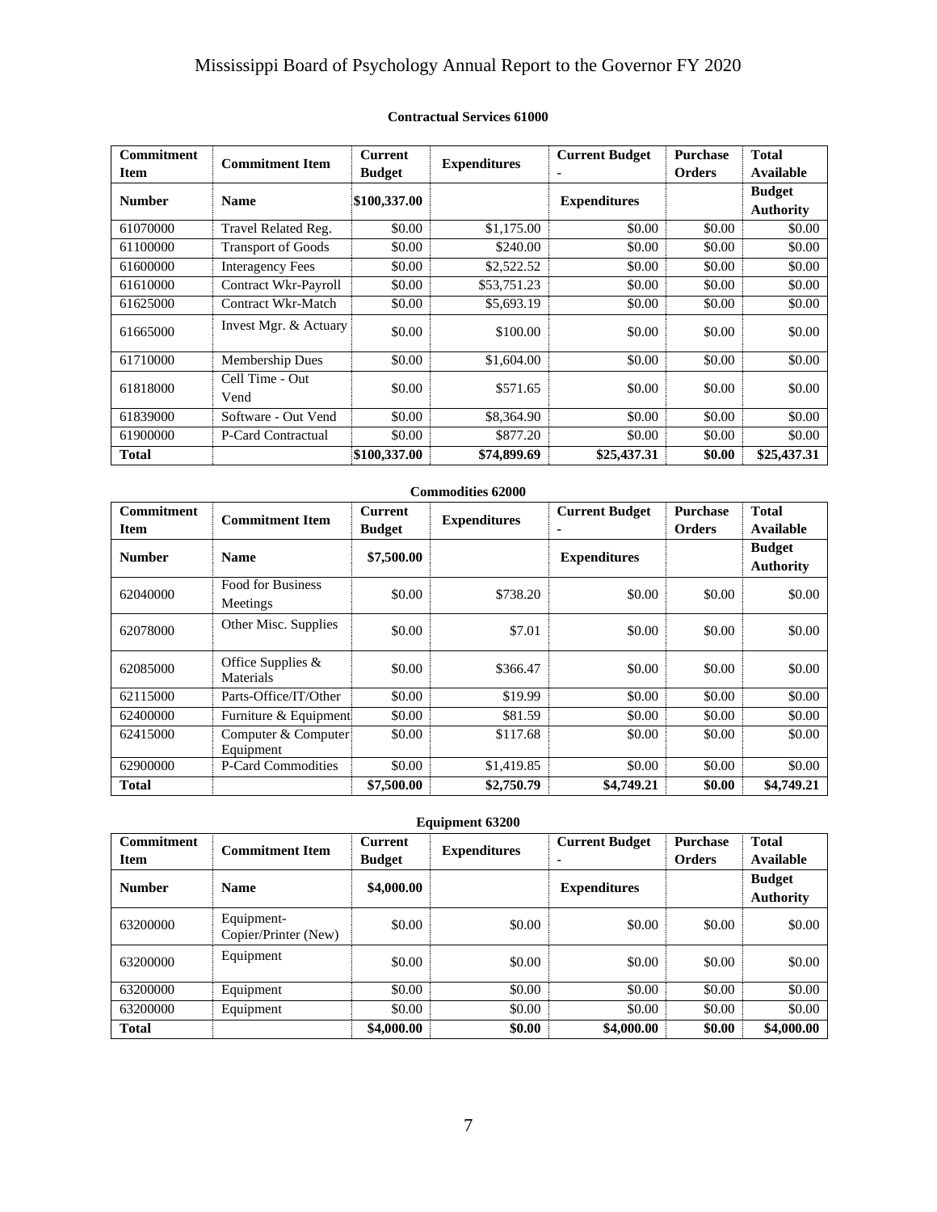**Contractual Services 61000**

| Commitment Item | Commitment Item | Current Budget | Expenditures | Current Budget - | Purchase Orders | Total Available |
|---|---|---|---|---|---|---|
| **Number** | **Name** | **$100,337.00** | | **Expenditures** | | **Budget Authority** |
| 61070000 | Travel Related Reg. | $0.00 | $1,175.00 | $0.00 | $0.00 | $0.00 |
| 61100000 | Transport of Goods | $0.00 | $240.00 | $0.00 | $0.00 | $0.00 |
| 61600000 | Interagency Fees | $0.00 | $2,522.52 | $0.00 | $0.00 | $0.00 |
| 61610000 | Contract Wkr-Payroll | $0.00 | $53,751.23 | $0.00 | $0.00 | $0.00 |
| 61625000 | Contract Wkr-Match | $0.00 | $5,693.19 | $0.00 | $0.00 | $0.00 |
| 61665000 | Invest Mgr. & Actuary | $0.00 | $100.00 | $0.00 | $0.00 | $0.00 |
| 61710000 | Membership Dues | $0.00 | $1,604.00 | $0.00 | $0.00 | $0.00 |
| 61818000 | Cell Time - Out Vend | $0.00 | $571.65 | $0.00 | $0.00 | $0.00 |
| 61839000 | Software - Out Vend | $0.00 | $8,364.90 | $0.00 | $0.00 | $0.00 |
| 61900000 | P-Card Contractual | $0.00 | $877.20 | $0.00 | $0.00 | $0.00 |
| **Total** | | **$100,337.00** | **$74,899.69** | **$25,437.31** | **$0.00** | **$25,437.31** |

**Commodities 62000**

| Commitment Item | Commitment Item | Current Budget | Expenditures | Current Budget - | Purchase Orders | Total Available |
|---|---|---|---|---|---|---|
| **Number** | **Name** | **$7,500.00** | | **Expenditures** | | **Budget Authority** |
| 62040000 | Food for Business Meetings | $0.00 | $738.20 | $0.00 | $0.00 | $0.00 |
| 62078000 | Other Misc. Supplies | $0.00 | $7.01 | $0.00 | $0.00 | $0.00 |
| 62085000 | Office Supplies & Materials | $0.00 | $366.47 | $0.00 | $0.00 | $0.00 |
| 62115000 | Parts-Office/IT/Other | $0.00 | $19.99 | $0.00 | $0.00 | $0.00 |
| 62400000 | Furniture & Equipment | $0.00 | $81.59 | $0.00 | $0.00 | $0.00 |
| 62415000 | Computer & Computer Equipment | $0.00 | $117.68 | $0.00 | $0.00 | $0.00 |
| 62900000 | P-Card Commodities | $0.00 | $1,419.85 | $0.00 | $0.00 | $0.00 |
| **Total** | | **$7,500.00** | **$2,750.79** | **$4,749.21** | **$0.00** | **$4,749.21** |

**Equipment 63200**

| Commitment Item | Commitment Item | Current Budget | Expenditures | Current Budget - | Purchase Orders | Total Available |
|---|---|---|---|---|---|---|
| **Number** | **Name** | **$4,000.00** | | **Expenditures** | | **Budget Authority** |
| 63200000 | Equipment-Copier/Printer (New) | $0.00 | $0.00 | $0.00 | $0.00 | $0.00 |
| 63200000 | Equipment | $0.00 | $0.00 | $0.00 | $0.00 | $0.00 |
| 63200000 | Equipment | $0.00 | $0.00 | $0.00 | $0.00 | $0.00 |
| 63200000 | Equipment | $0.00 | $0.00 | $0.00 | $0.00 | $0.00 |
| **Total** | | **$4,000.00** | **$0.00** | **$4,000.00** | **$0.00** | **$4,000.00** |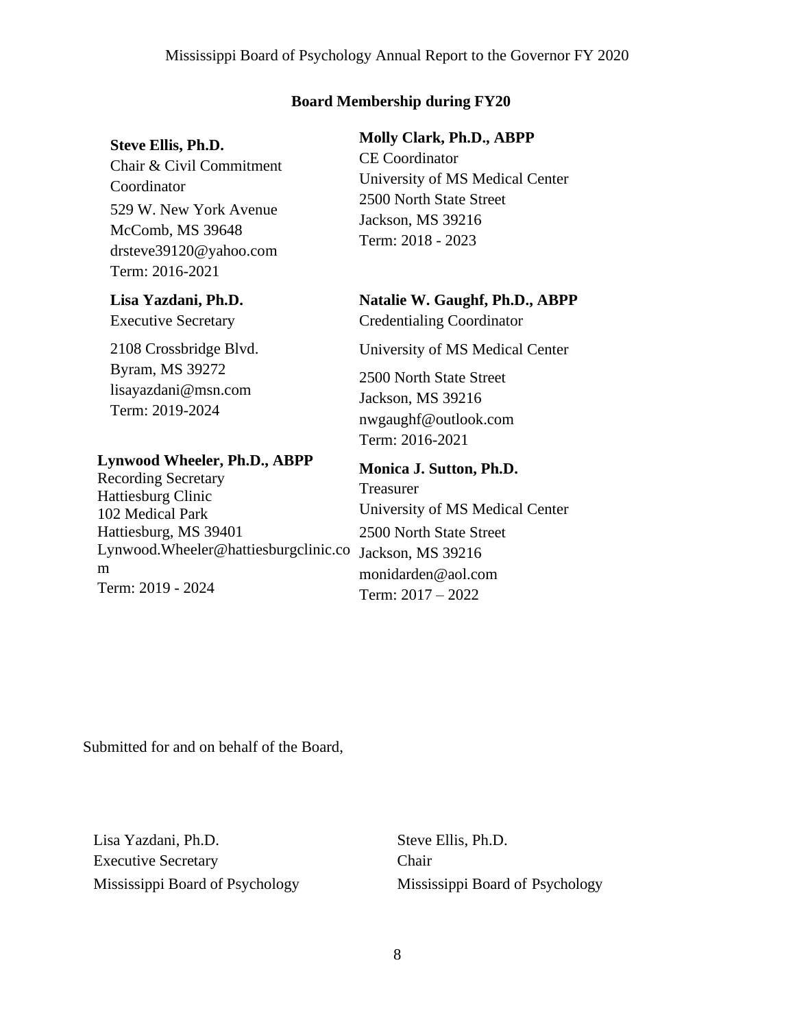## Board Membership during FY20

**Steve Ellis, Ph.D.**
Chair & Civil Commitment Coordinator
529 W. New York Avenue
McComb, MS 39648
drsteve39120@yahoo.com
Term: 2016-2021

**Lisa Yazdani, Ph.D.**
Executive Secretary
2108 Crossbridge Blvd.
Byram, MS 39272
lisayazdani@msn.com
Term: 2019-2024

**Lynwood Wheeler, Ph.D., ABPP**
Recording Secretary
Hattiesburg Clinic
102 Medical Park
Hattiesburg, MS 39401
Lynwood.Wheeler@hattiesburgclinic.com
Term: 2019 - 2024

**Molly Clark, Ph.D., ABPP**
CE Coordinator
University of MS Medical Center
2500 North State Street
Jackson, MS 39216
Term: 2018 - 2023

**Natalie W. Gaughf, Ph.D., ABPP**
Credentialing Coordinator
University of MS Medical Center
2500 North State Street
Jackson, MS 39216
nwgaughf@outlook.com
Term: 2016-2021

**Monica J. Sutton, Ph.D.**
Treasurer
University of MS Medical Center
2500 North State Street
Jackson, MS 39216
monidarden@aol.com
Term: 2017 – 2022

Submitted for and on behalf of the Board,

Lisa Yazdani, Ph.D.
Executive Secretary
Mississippi Board of Psychology

Steve Ellis, Ph.D.
Chair
Mississippi Board of Psychology